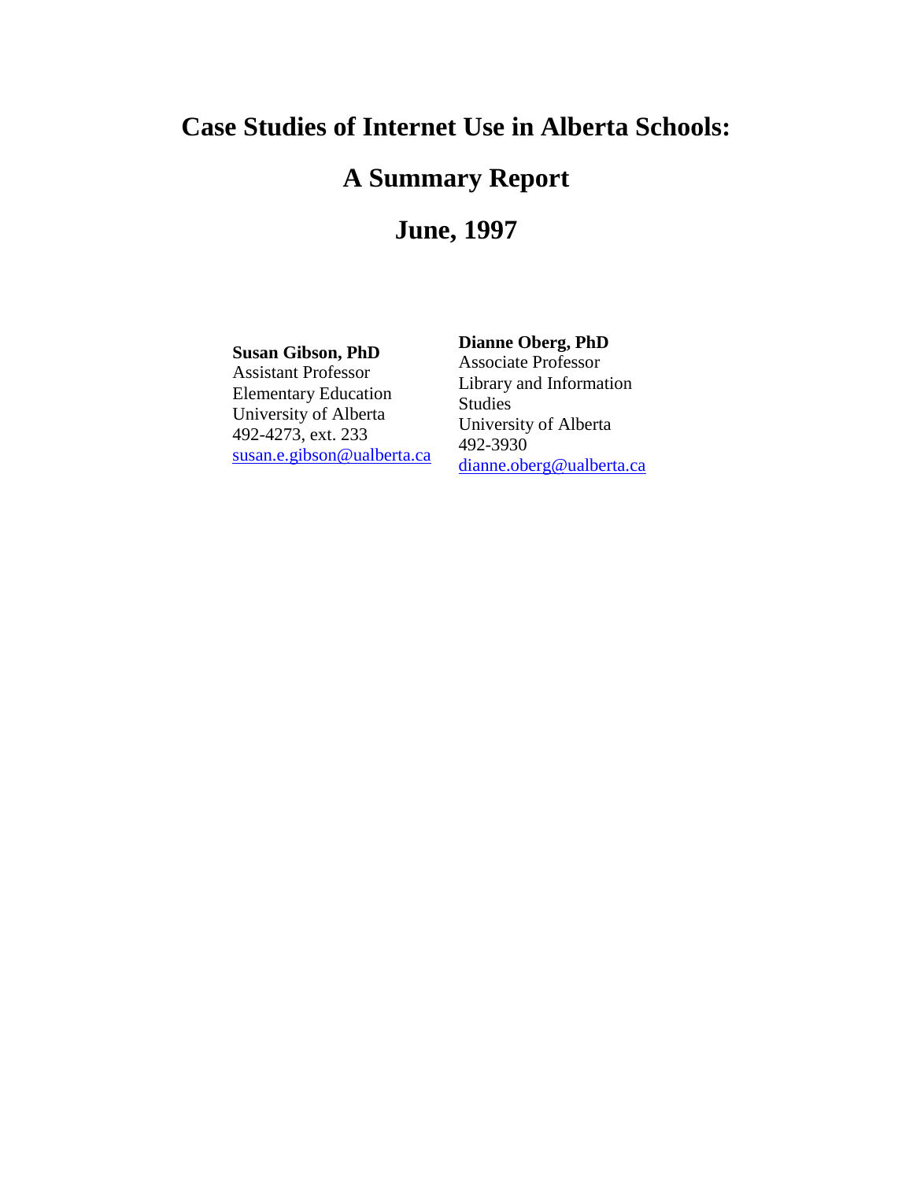# Case Studies of Internet Use in Alberta Schools:

# A Summary Report

# June, 1997

**Susan Gibson, PhD**
Assistant Professor
Elementary Education
University of Alberta
492-4273, ext. 233
susan.e.gibson@ualberta.ca

**Dianne Oberg, PhD**
Associate Professor
Library and Information Studies
University of Alberta
492-3930
dianne.oberg@ualberta.ca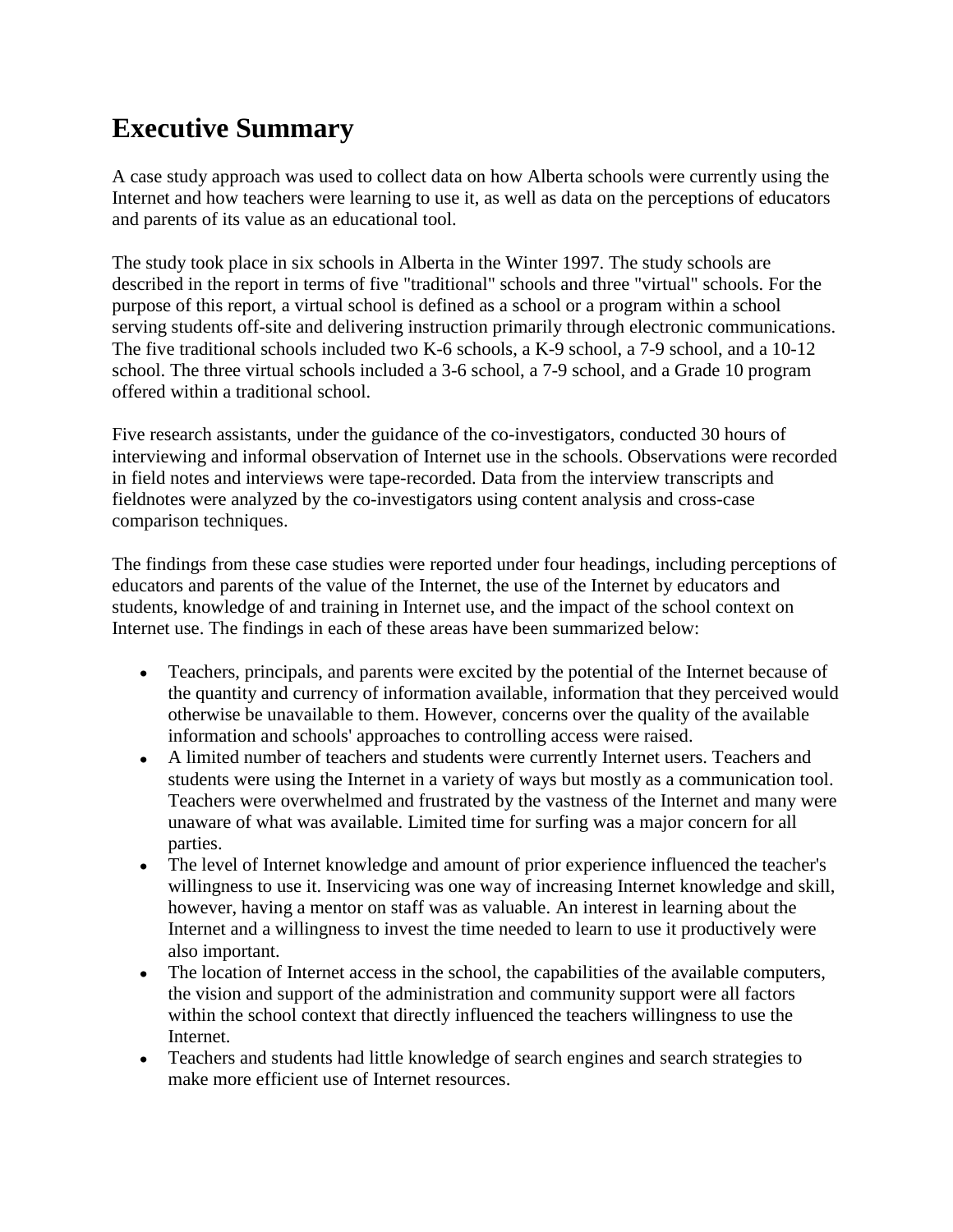# Executive Summary

A case study approach was used to collect data on how Alberta schools were currently using the Internet and how teachers were learning to use it, as well as data on the perceptions of educators and parents of its value as an educational tool.

The study took place in six schools in Alberta in the Winter 1997. The study schools are described in the report in terms of five "traditional" schools and three "virtual" schools. For the purpose of this report, a virtual school is defined as a school or a program within a school serving students off-site and delivering instruction primarily through electronic communications. The five traditional schools included two K-6 schools, a K-9 school, a 7-9 school, and a 10-12 school. The three virtual schools included a 3-6 school, a 7-9 school, and a Grade 10 program offered within a traditional school.

Five research assistants, under the guidance of the co-investigators, conducted 30 hours of interviewing and informal observation of Internet use in the schools. Observations were recorded in field notes and interviews were tape-recorded. Data from the interview transcripts and fieldnotes were analyzed by the co-investigators using content analysis and cross-case comparison techniques.

The findings from these case studies were reported under four headings, including perceptions of educators and parents of the value of the Internet, the use of the Internet by educators and students, knowledge of and training in Internet use, and the impact of the school context on Internet use. The findings in each of these areas have been summarized below:

- Teachers, principals, and parents were excited by the potential of the Internet because of the quantity and currency of information available, information that they perceived would otherwise be unavailable to them. However, concerns over the quality of the available information and schools' approaches to controlling access were raised.
- A limited number of teachers and students were currently Internet users. Teachers and students were using the Internet in a variety of ways but mostly as a communication tool. Teachers were overwhelmed and frustrated by the vastness of the Internet and many were unaware of what was available. Limited time for surfing was a major concern for all parties.
- The level of Internet knowledge and amount of prior experience influenced the teacher's willingness to use it. Inservicing was one way of increasing Internet knowledge and skill, however, having a mentor on staff was as valuable. An interest in learning about the Internet and a willingness to invest the time needed to learn to use it productively were also important.
- The location of Internet access in the school, the capabilities of the available computers, the vision and support of the administration and community support were all factors within the school context that directly influenced the teachers willingness to use the Internet.
- Teachers and students had little knowledge of search engines and search strategies to make more efficient use of Internet resources.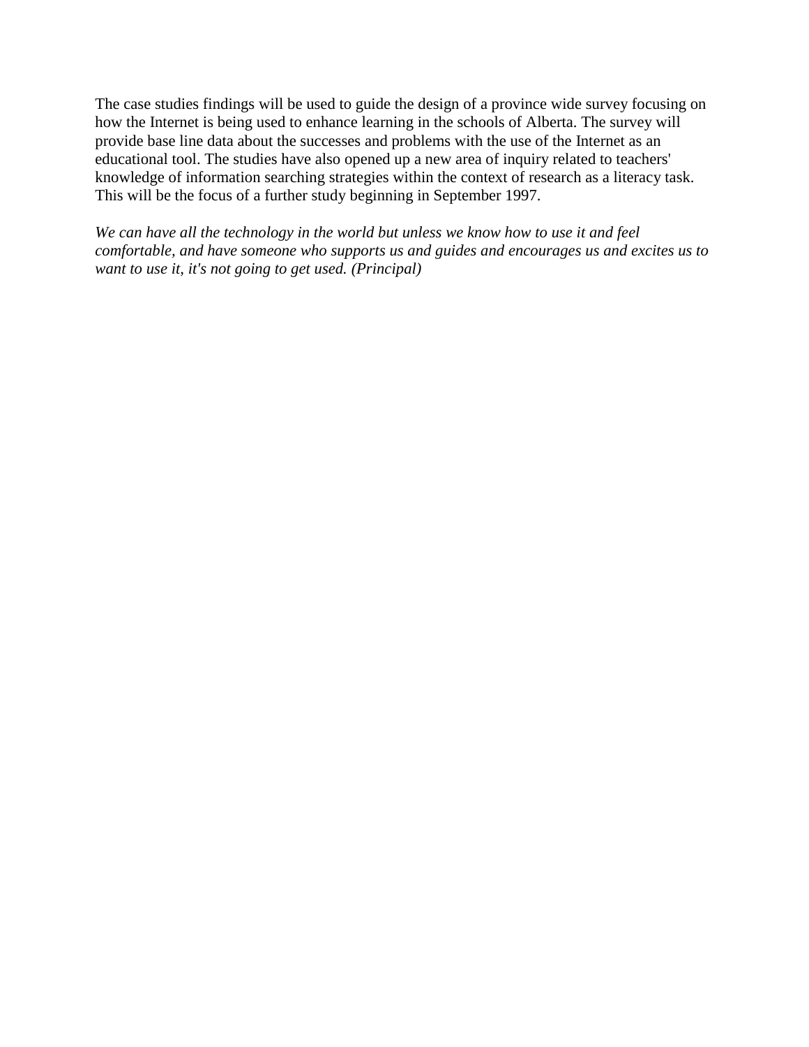The case studies findings will be used to guide the design of a province wide survey focusing on how the Internet is being used to enhance learning in the schools of Alberta. The survey will provide base line data about the successes and problems with the use of the Internet as an educational tool. The studies have also opened up a new area of inquiry related to teachers' knowledge of information searching strategies within the context of research as a literacy task. This will be the focus of a further study beginning in September 1997.

*We can have all the technology in the world but unless we know how to use it and feel comfortable, and have someone who supports us and guides and encourages us and excites us to want to use it, it's not going to get used. (Principal)*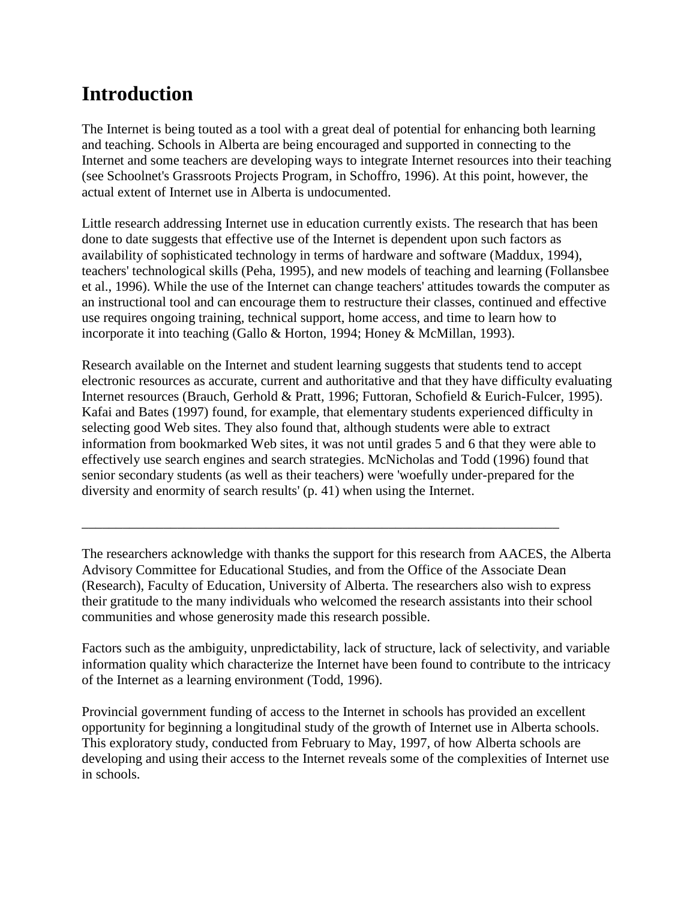# Introduction

The Internet is being touted as a tool with a great deal of potential for enhancing both learning and teaching. Schools in Alberta are being encouraged and supported in connecting to the Internet and some teachers are developing ways to integrate Internet resources into their teaching (see Schoolnet's Grassroots Projects Program, in Schoffro, 1996). At this point, however, the actual extent of Internet use in Alberta is undocumented.

Little research addressing Internet use in education currently exists. The research that has been done to date suggests that effective use of the Internet is dependent upon such factors as availability of sophisticated technology in terms of hardware and software (Maddux, 1994), teachers' technological skills (Peha, 1995), and new models of teaching and learning (Follansbee et al., 1996). While the use of the Internet can change teachers' attitudes towards the computer as an instructional tool and can encourage them to restructure their classes, continued and effective use requires ongoing training, technical support, home access, and time to learn how to incorporate it into teaching (Gallo & Horton, 1994; Honey & McMillan, 1993).

Research available on the Internet and student learning suggests that students tend to accept electronic resources as accurate, current and authoritative and that they have difficulty evaluating Internet resources (Brauch, Gerhold & Pratt, 1996; Futtoran, Schofield & Eurich-Fulcer, 1995). Kafai and Bates (1997) found, for example, that elementary students experienced difficulty in selecting good Web sites. They also found that, although students were able to extract information from bookmarked Web sites, it was not until grades 5 and 6 that they were able to effectively use search engines and search strategies. McNicholas and Todd (1996) found that senior secondary students (as well as their teachers) were 'woefully under-prepared for the diversity and enormity of search results' (p. 41) when using the Internet.

---

The researchers acknowledge with thanks the support for this research from AACES, the Alberta Advisory Committee for Educational Studies, and from the Office of the Associate Dean (Research), Faculty of Education, University of Alberta. The researchers also wish to express their gratitude to the many individuals who welcomed the research assistants into their school communities and whose generosity made this research possible.

Factors such as the ambiguity, unpredictability, lack of structure, lack of selectivity, and variable information quality which characterize the Internet have been found to contribute to the intricacy of the Internet as a learning environment (Todd, 1996).

Provincial government funding of access to the Internet in schools has provided an excellent opportunity for beginning a longitudinal study of the growth of Internet use in Alberta schools. This exploratory study, conducted from February to May, 1997, of how Alberta schools are developing and using their access to the Internet reveals some of the complexities of Internet use in schools.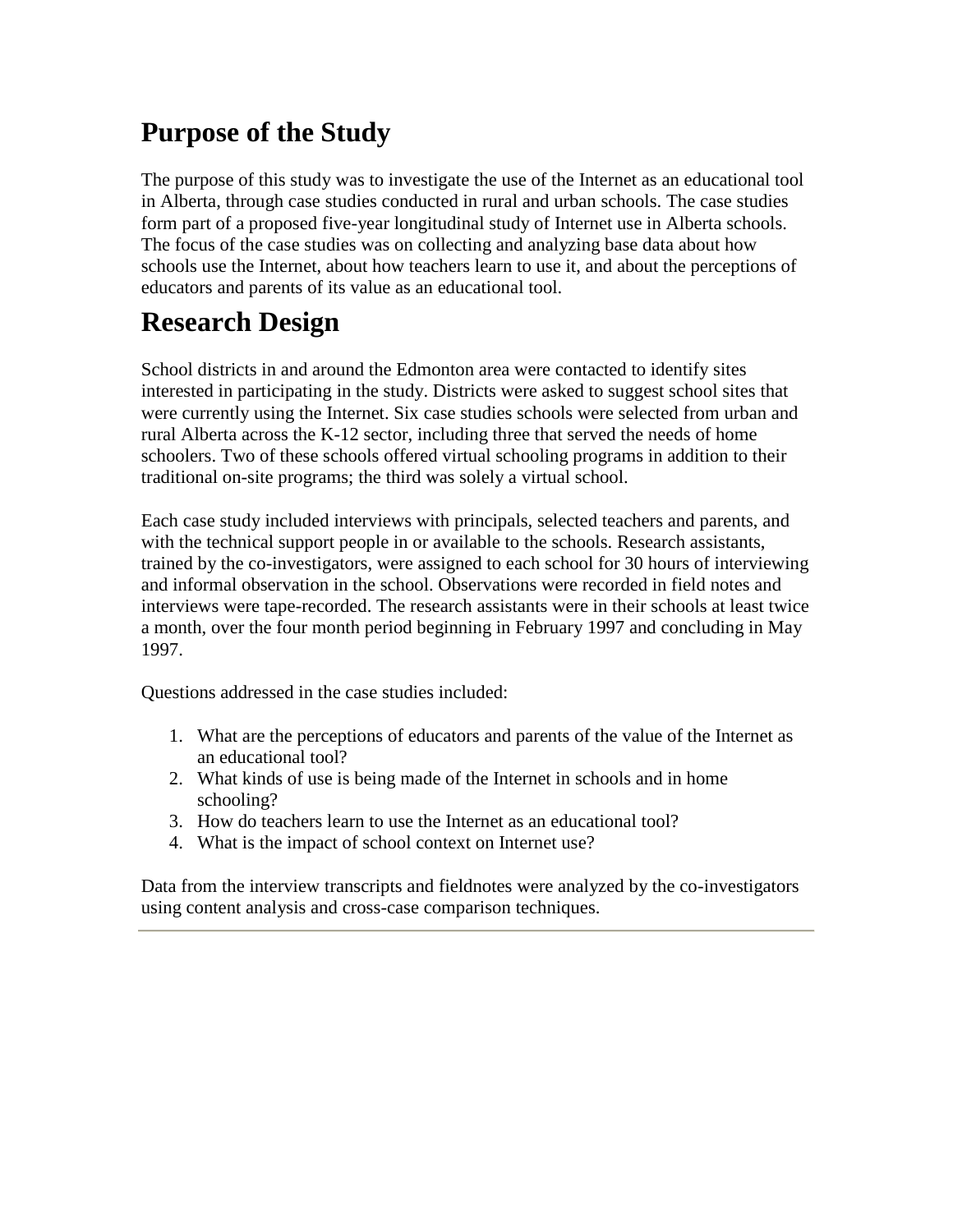## Purpose of the Study

The purpose of this study was to investigate the use of the Internet as an educational tool in Alberta, through case studies conducted in rural and urban schools. The case studies form part of a proposed five-year longitudinal study of Internet use in Alberta schools. The focus of the case studies was on collecting and analyzing base data about how schools use the Internet, about how teachers learn to use it, and about the perceptions of educators and parents of its value as an educational tool.

## Research Design

School districts in and around the Edmonton area were contacted to identify sites interested in participating in the study. Districts were asked to suggest school sites that were currently using the Internet. Six case studies schools were selected from urban and rural Alberta across the K-12 sector, including three that served the needs of home schoolers. Two of these schools offered virtual schooling programs in addition to their traditional on-site programs; the third was solely a virtual school.

Each case study included interviews with principals, selected teachers and parents, and with the technical support people in or available to the schools. Research assistants, trained by the co-investigators, were assigned to each school for 30 hours of interviewing and informal observation in the school. Observations were recorded in field notes and interviews were tape-recorded. The research assistants were in their schools at least twice a month, over the four month period beginning in February 1997 and concluding in May 1997.

Questions addressed in the case studies included:

1. What are the perceptions of educators and parents of the value of the Internet as an educational tool?
2. What kinds of use is being made of the Internet in schools and in home schooling?
3. How do teachers learn to use the Internet as an educational tool?
4. What is the impact of school context on Internet use?

Data from the interview transcripts and fieldnotes were analyzed by the co-investigators using content analysis and cross-case comparison techniques.

---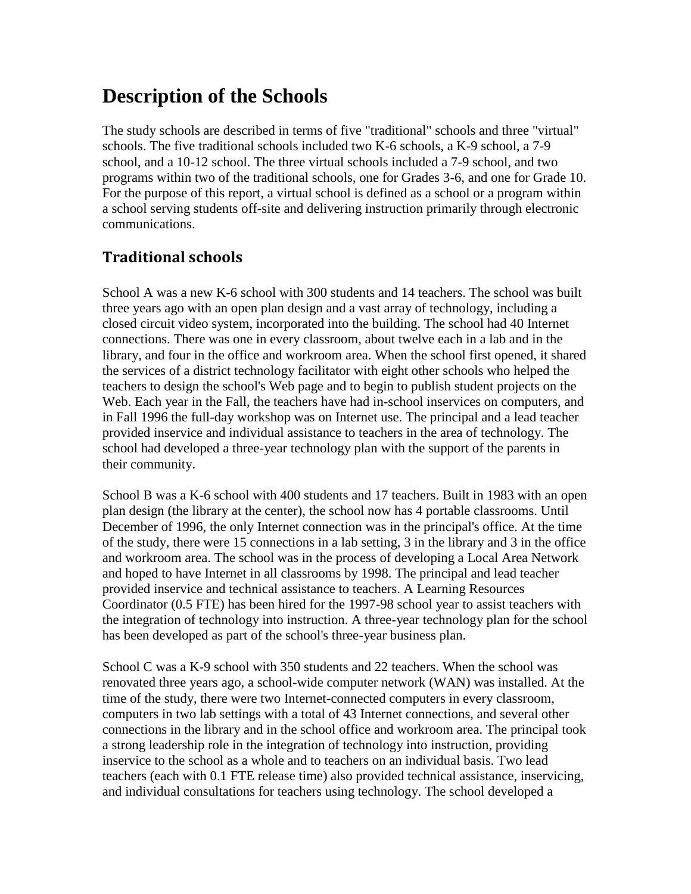# Description of the Schools

The study schools are described in terms of five "traditional" schools and three "virtual" schools. The five traditional schools included two K-6 schools, a K-9 school, a 7-9 school, and a 10-12 school. The three virtual schools included a 7-9 school, and two programs within two of the traditional schools, one for Grades 3-6, and one for Grade 10. For the purpose of this report, a virtual school is defined as a school or a program within a school serving students off-site and delivering instruction primarily through electronic communications.

## Traditional schools

School A was a new K-6 school with 300 students and 14 teachers. The school was built three years ago with an open plan design and a vast array of technology, including a closed circuit video system, incorporated into the building. The school had 40 Internet connections. There was one in every classroom, about twelve each in a lab and in the library, and four in the office and workroom area. When the school first opened, it shared the services of a district technology facilitator with eight other schools who helped the teachers to design the school's Web page and to begin to publish student projects on the Web. Each year in the Fall, the teachers have had in-school inservices on computers, and in Fall 1996 the full-day workshop was on Internet use. The principal and a lead teacher provided inservice and individual assistance to teachers in the area of technology. The school had developed a three-year technology plan with the support of the parents in their community.

School B was a K-6 school with 400 students and 17 teachers. Built in 1983 with an open plan design (the library at the center), the school now has 4 portable classrooms. Until December of 1996, the only Internet connection was in the principal's office. At the time of the study, there were 15 connections in a lab setting, 3 in the library and 3 in the office and workroom area. The school was in the process of developing a Local Area Network and hoped to have Internet in all classrooms by 1998. The principal and lead teacher provided inservice and technical assistance to teachers. A Learning Resources Coordinator (0.5 FTE) has been hired for the 1997-98 school year to assist teachers with the integration of technology into instruction. A three-year technology plan for the school has been developed as part of the school's three-year business plan.

School C was a K-9 school with 350 students and 22 teachers. When the school was renovated three years ago, a school-wide computer network (WAN) was installed. At the time of the study, there were two Internet-connected computers in every classroom, computers in two lab settings with a total of 43 Internet connections, and several other connections in the library and in the school office and workroom area. The principal took a strong leadership role in the integration of technology into instruction, providing inservice to the school as a whole and to teachers on an individual basis. Two lead teachers (each with 0.1 FTE release time) also provided technical assistance, inservicing, and individual consultations for teachers using technology. The school developed a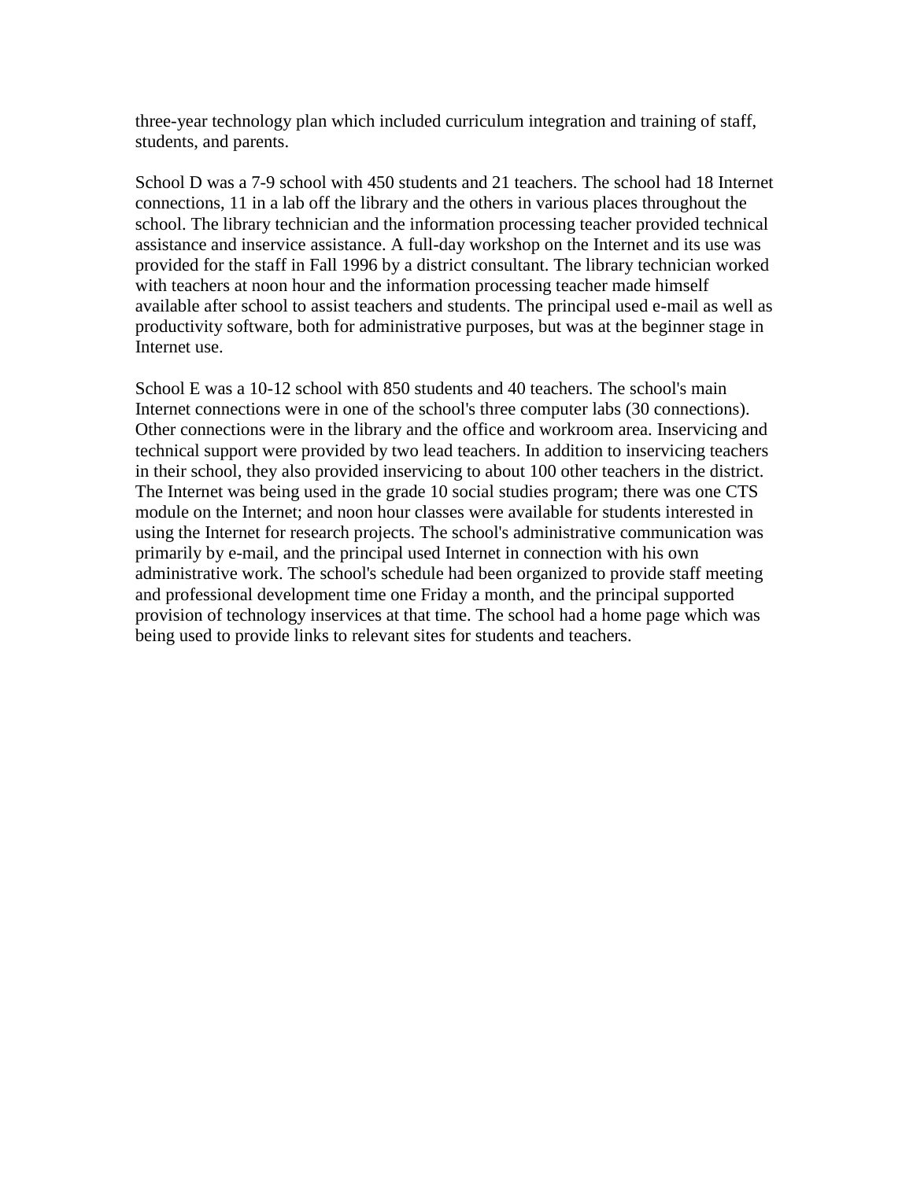three-year technology plan which included curriculum integration and training of staff, students, and parents.

School D was a 7-9 school with 450 students and 21 teachers. The school had 18 Internet connections, 11 in a lab off the library and the others in various places throughout the school. The library technician and the information processing teacher provided technical assistance and inservice assistance. A full-day workshop on the Internet and its use was provided for the staff in Fall 1996 by a district consultant. The library technician worked with teachers at noon hour and the information processing teacher made himself available after school to assist teachers and students. The principal used e-mail as well as productivity software, both for administrative purposes, but was at the beginner stage in Internet use.

School E was a 10-12 school with 850 students and 40 teachers. The school's main Internet connections were in one of the school's three computer labs (30 connections). Other connections were in the library and the office and workroom area. Inservicing and technical support were provided by two lead teachers. In addition to inservicing teachers in their school, they also provided inservicing to about 100 other teachers in the district. The Internet was being used in the grade 10 social studies program; there was one CTS module on the Internet; and noon hour classes were available for students interested in using the Internet for research projects. The school's administrative communication was primarily by e-mail, and the principal used Internet in connection with his own administrative work. The school's schedule had been organized to provide staff meeting and professional development time one Friday a month, and the principal supported provision of technology inservices at that time. The school had a home page which was being used to provide links to relevant sites for students and teachers.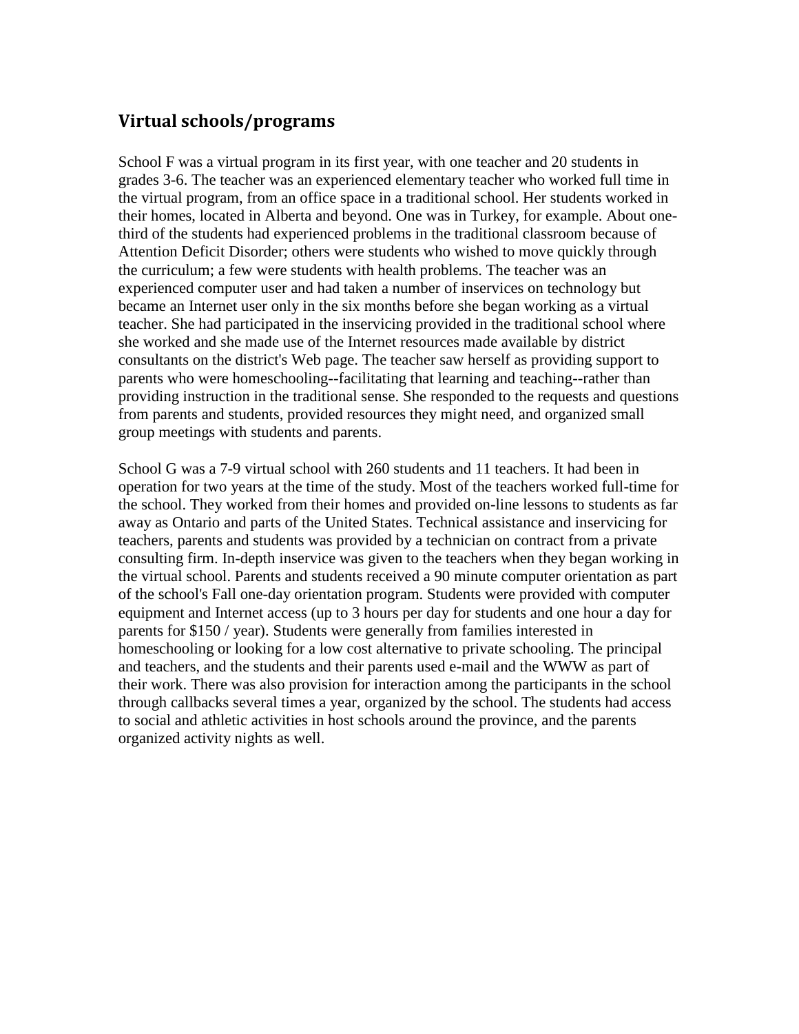## Virtual schools/programs

School F was a virtual program in its first year, with one teacher and 20 students in grades 3-6. The teacher was an experienced elementary teacher who worked full time in the virtual program, from an office space in a traditional school. Her students worked in their homes, located in Alberta and beyond. One was in Turkey, for example. About one-third of the students had experienced problems in the traditional classroom because of Attention Deficit Disorder; others were students who wished to move quickly through the curriculum; a few were students with health problems. The teacher was an experienced computer user and had taken a number of inservices on technology but became an Internet user only in the six months before she began working as a virtual teacher. She had participated in the inservicing provided in the traditional school where she worked and she made use of the Internet resources made available by district consultants on the district's Web page. The teacher saw herself as providing support to parents who were homeschooling--facilitating that learning and teaching--rather than providing instruction in the traditional sense. She responded to the requests and questions from parents and students, provided resources they might need, and organized small group meetings with students and parents.

School G was a 7-9 virtual school with 260 students and 11 teachers. It had been in operation for two years at the time of the study. Most of the teachers worked full-time for the school. They worked from their homes and provided on-line lessons to students as far away as Ontario and parts of the United States. Technical assistance and inservicing for teachers, parents and students was provided by a technician on contract from a private consulting firm. In-depth inservice was given to the teachers when they began working in the virtual school. Parents and students received a 90 minute computer orientation as part of the school's Fall one-day orientation program. Students were provided with computer equipment and Internet access (up to 3 hours per day for students and one hour a day for parents for $150 / year). Students were generally from families interested in homeschooling or looking for a low cost alternative to private schooling. The principal and teachers, and the students and their parents used e-mail and the WWW as part of their work. There was also provision for interaction among the participants in the school through callbacks several times a year, organized by the school. The students had access to social and athletic activities in host schools around the province, and the parents organized activity nights as well.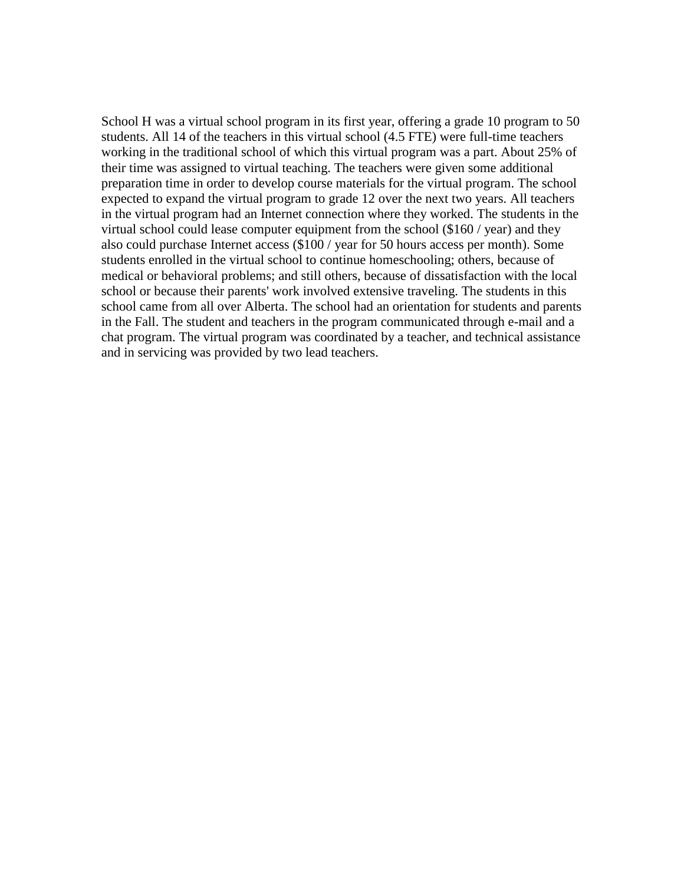School H was a virtual school program in its first year, offering a grade 10 program to 50 students. All 14 of the teachers in this virtual school (4.5 FTE) were full-time teachers working in the traditional school of which this virtual program was a part. About 25% of their time was assigned to virtual teaching. The teachers were given some additional preparation time in order to develop course materials for the virtual program. The school expected to expand the virtual program to grade 12 over the next two years. All teachers in the virtual program had an Internet connection where they worked. The students in the virtual school could lease computer equipment from the school ($160 / year) and they also could purchase Internet access ($100 / year for 50 hours access per month). Some students enrolled in the virtual school to continue homeschooling; others, because of medical or behavioral problems; and still others, because of dissatisfaction with the local school or because their parents' work involved extensive traveling. The students in this school came from all over Alberta. The school had an orientation for students and parents in the Fall. The student and teachers in the program communicated through e-mail and a chat program. The virtual program was coordinated by a teacher, and technical assistance and in servicing was provided by two lead teachers.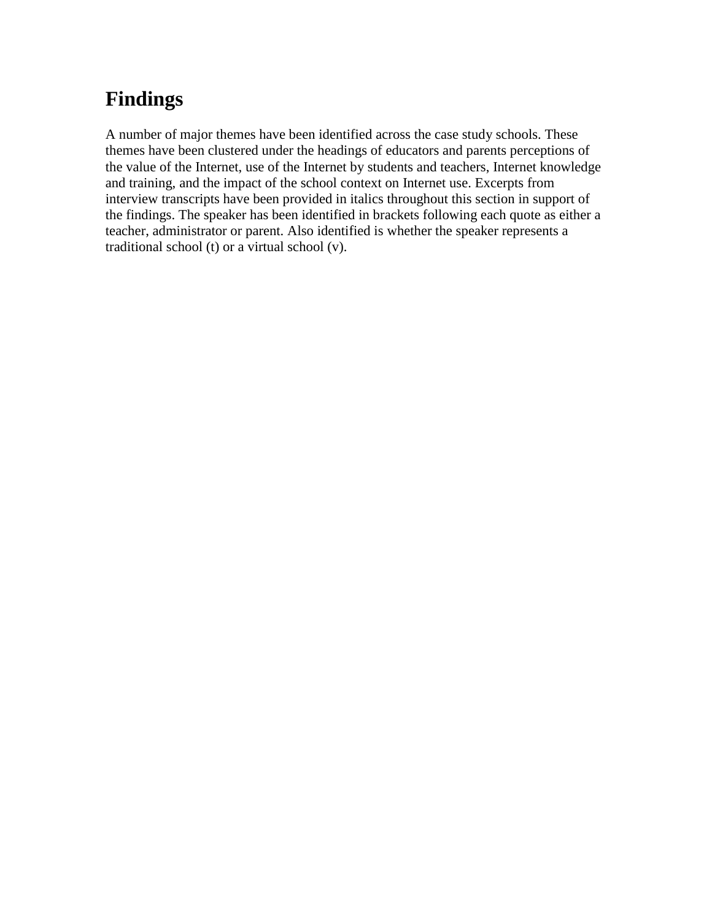# Findings

A number of major themes have been identified across the case study schools. These themes have been clustered under the headings of educators and parents perceptions of the value of the Internet, use of the Internet by students and teachers, Internet knowledge and training, and the impact of the school context on Internet use. Excerpts from interview transcripts have been provided in italics throughout this section in support of the findings. The speaker has been identified in brackets following each quote as either a teacher, administrator or parent. Also identified is whether the speaker represents a traditional school (t) or a virtual school (v).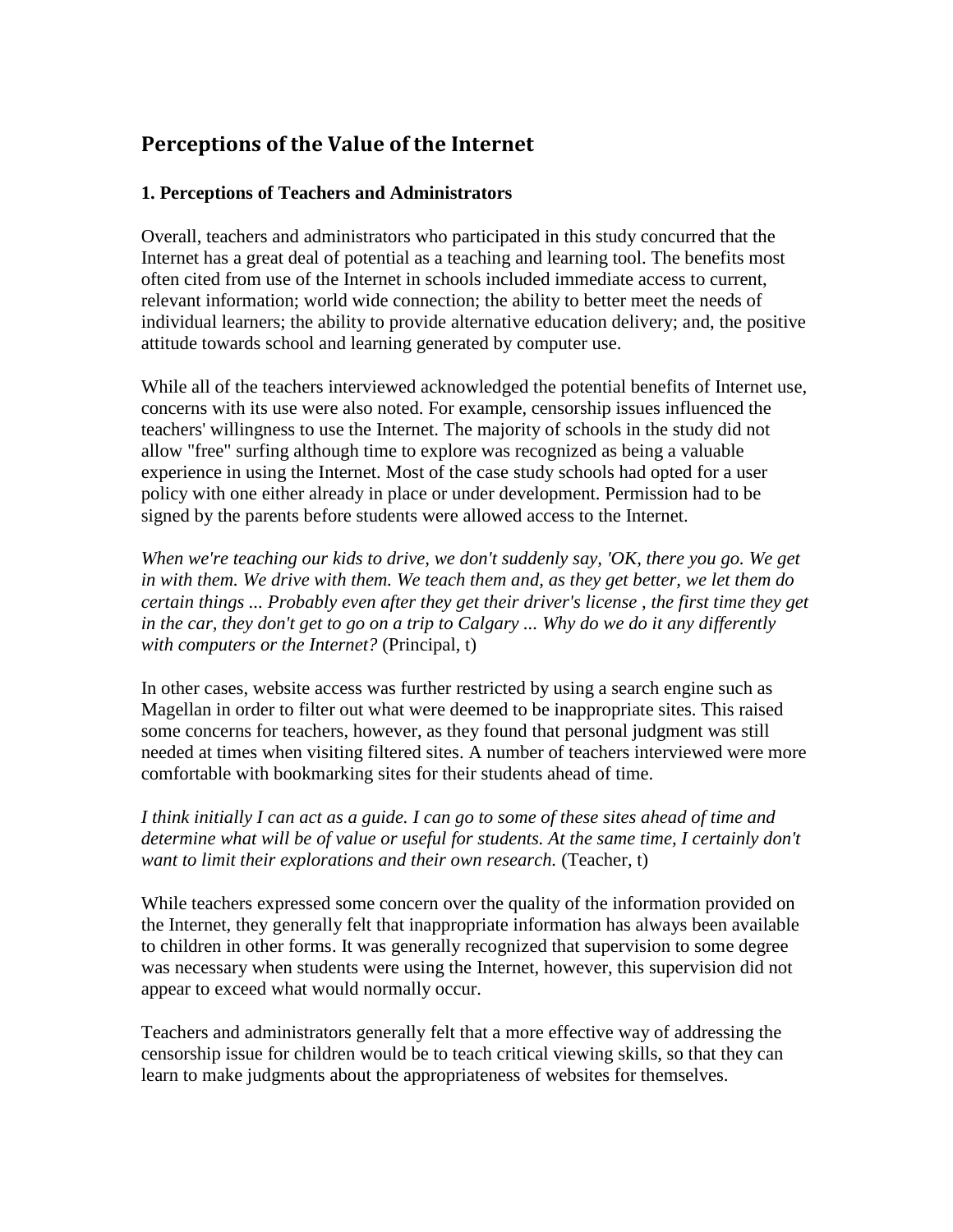## Perceptions of the Value of the Internet

### 1. Perceptions of Teachers and Administrators

Overall, teachers and administrators who participated in this study concurred that the Internet has a great deal of potential as a teaching and learning tool. The benefits most often cited from use of the Internet in schools included immediate access to current, relevant information; world wide connection; the ability to better meet the needs of individual learners; the ability to provide alternative education delivery; and, the positive attitude towards school and learning generated by computer use.

While all of the teachers interviewed acknowledged the potential benefits of Internet use, concerns with its use were also noted. For example, censorship issues influenced the teachers' willingness to use the Internet. The majority of schools in the study did not allow "free" surfing although time to explore was recognized as being a valuable experience in using the Internet. Most of the case study schools had opted for a user policy with one either already in place or under development. Permission had to be signed by the parents before students were allowed access to the Internet.

*When we're teaching our kids to drive, we don't suddenly say, 'OK, there you go. We get in with them. We drive with them. We teach them and, as they get better, we let them do certain things ... Probably even after they get their driver's license , the first time they get in the car, they don't get to go on a trip to Calgary ... Why do we do it any differently with computers or the Internet?* (Principal, t)

In other cases, website access was further restricted by using a search engine such as Magellan in order to filter out what were deemed to be inappropriate sites. This raised some concerns for teachers, however, as they found that personal judgment was still needed at times when visiting filtered sites. A number of teachers interviewed were more comfortable with bookmarking sites for their students ahead of time.

*I think initially I can act as a guide. I can go to some of these sites ahead of time and determine what will be of value or useful for students. At the same time, I certainly don't want to limit their explorations and their own research.* (Teacher, t)

While teachers expressed some concern over the quality of the information provided on the Internet, they generally felt that inappropriate information has always been available to children in other forms. It was generally recognized that supervision to some degree was necessary when students were using the Internet, however, this supervision did not appear to exceed what would normally occur.

Teachers and administrators generally felt that a more effective way of addressing the censorship issue for children would be to teach critical viewing skills, so that they can learn to make judgments about the appropriateness of websites for themselves.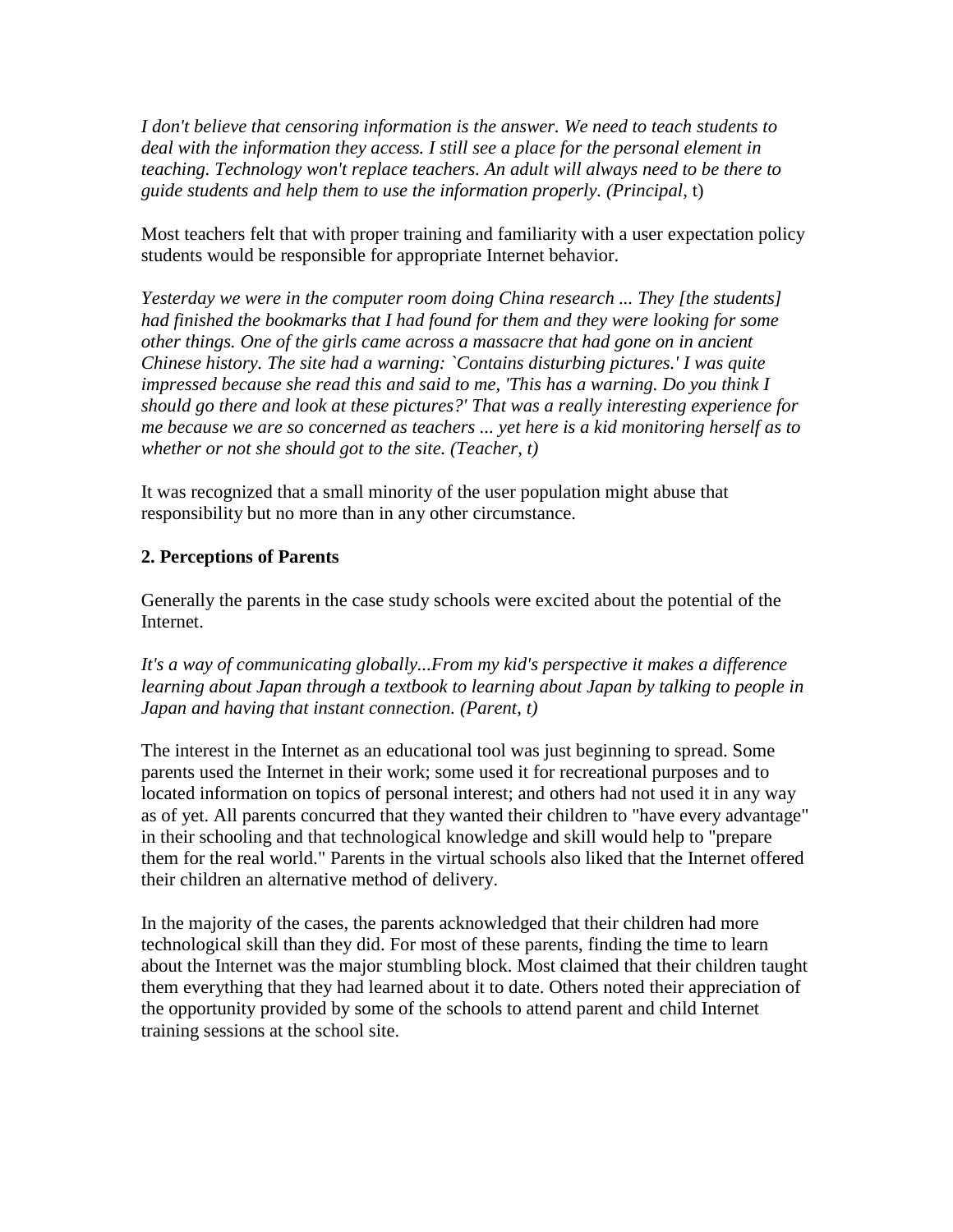*I don't believe that censoring information is the answer. We need to teach students to deal with the information they access. I still see a place for the personal element in teaching. Technology won't replace teachers. An adult will always need to be there to guide students and help them to use the information properly. (Principal,* t)

Most teachers felt that with proper training and familiarity with a user expectation policy students would be responsible for appropriate Internet behavior.

*Yesterday we were in the computer room doing China research ... They [the students] had finished the bookmarks that I had found for them and they were looking for some other things. One of the girls came across a massacre that had gone on in ancient Chinese history. The site had a warning: `Contains disturbing pictures.' I was quite impressed because she read this and said to me, 'This has a warning. Do you think I should go there and look at these pictures?' That was a really interesting experience for me because we are so concerned as teachers ... yet here is a kid monitoring herself as to whether or not she should got to the site. (Teacher, t)*

It was recognized that a small minority of the user population might abuse that responsibility but no more than in any other circumstance.

**2. Perceptions of Parents**

Generally the parents in the case study schools were excited about the potential of the Internet.

*It's a way of communicating globally...From my kid's perspective it makes a difference learning about Japan through a textbook to learning about Japan by talking to people in Japan and having that instant connection. (Parent, t)*

The interest in the Internet as an educational tool was just beginning to spread. Some parents used the Internet in their work; some used it for recreational purposes and to located information on topics of personal interest; and others had not used it in any way as of yet. All parents concurred that they wanted their children to "have every advantage" in their schooling and that technological knowledge and skill would help to "prepare them for the real world." Parents in the virtual schools also liked that the Internet offered their children an alternative method of delivery.

In the majority of the cases, the parents acknowledged that their children had more technological skill than they did. For most of these parents, finding the time to learn about the Internet was the major stumbling block. Most claimed that their children taught them everything that they had learned about it to date. Others noted their appreciation of the opportunity provided by some of the schools to attend parent and child Internet training sessions at the school site.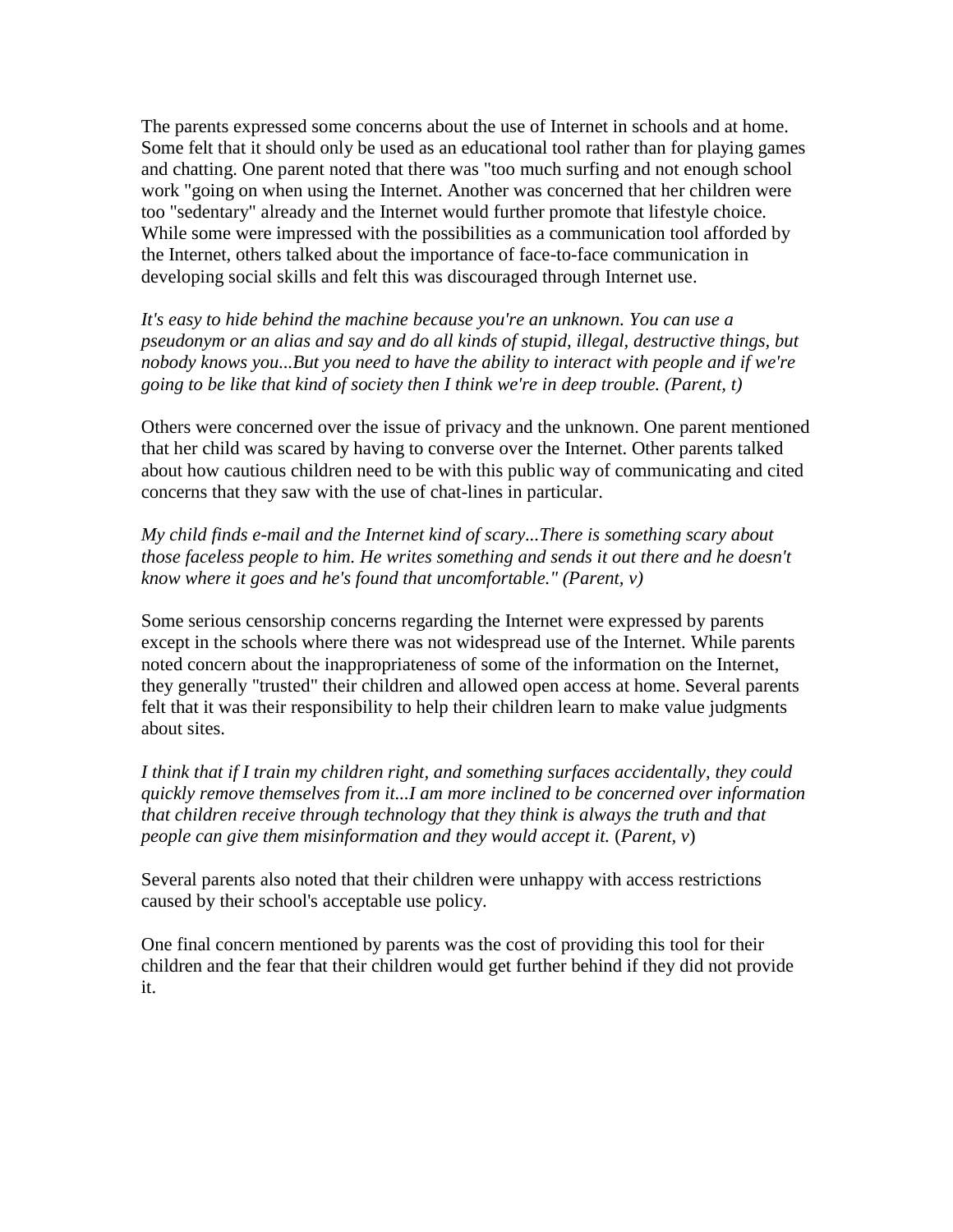The parents expressed some concerns about the use of Internet in schools and at home. Some felt that it should only be used as an educational tool rather than for playing games and chatting. One parent noted that there was "too much surfing and not enough school work "going on when using the Internet. Another was concerned that her children were too "sedentary" already and the Internet would further promote that lifestyle choice. While some were impressed with the possibilities as a communication tool afforded by the Internet, others talked about the importance of face-to-face communication in developing social skills and felt this was discouraged through Internet use.

*It's easy to hide behind the machine because you're an unknown. You can use a pseudonym or an alias and say and do all kinds of stupid, illegal, destructive things, but nobody knows you...But you need to have the ability to interact with people and if we're going to be like that kind of society then I think we're in deep trouble. (Parent, t)*

Others were concerned over the issue of privacy and the unknown. One parent mentioned that her child was scared by having to converse over the Internet. Other parents talked about how cautious children need to be with this public way of communicating and cited concerns that they saw with the use of chat-lines in particular.

*My child finds e-mail and the Internet kind of scary...There is something scary about those faceless people to him. He writes something and sends it out there and he doesn't know where it goes and he's found that uncomfortable." (Parent, v)*

Some serious censorship concerns regarding the Internet were expressed by parents except in the schools where there was not widespread use of the Internet. While parents noted concern about the inappropriateness of some of the information on the Internet, they generally "trusted" their children and allowed open access at home. Several parents felt that it was their responsibility to help their children learn to make value judgments about sites.

*I think that if I train my children right, and something surfaces accidentally, they could quickly remove themselves from it...I am more inclined to be concerned over information that children receive through technology that they think is always the truth and that people can give them misinformation and they would accept it.* (*Parent, v*)

Several parents also noted that their children were unhappy with access restrictions caused by their school's acceptable use policy.

One final concern mentioned by parents was the cost of providing this tool for their children and the fear that their children would get further behind if they did not provide it.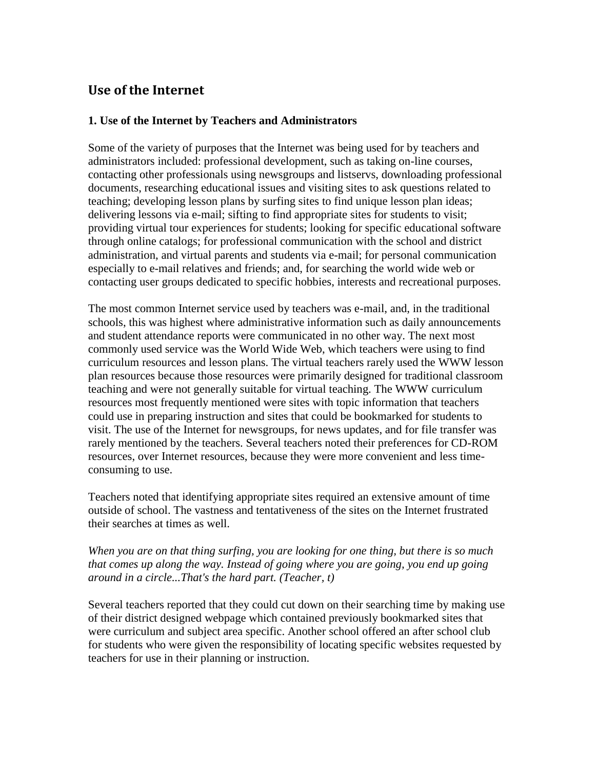## Use of the Internet

### 1. Use of the Internet by Teachers and Administrators

Some of the variety of purposes that the Internet was being used for by teachers and administrators included: professional development, such as taking on-line courses, contacting other professionals using newsgroups and listservs, downloading professional documents, researching educational issues and visiting sites to ask questions related to teaching; developing lesson plans by surfing sites to find unique lesson plan ideas; delivering lessons via e-mail; sifting to find appropriate sites for students to visit; providing virtual tour experiences for students; looking for specific educational software through online catalogs; for professional communication with the school and district administration, and virtual parents and students via e-mail; for personal communication especially to e-mail relatives and friends; and, for searching the world wide web or contacting user groups dedicated to specific hobbies, interests and recreational purposes.

The most common Internet service used by teachers was e-mail, and, in the traditional schools, this was highest where administrative information such as daily announcements and student attendance reports were communicated in no other way. The next most commonly used service was the World Wide Web, which teachers were using to find curriculum resources and lesson plans. The virtual teachers rarely used the WWW lesson plan resources because those resources were primarily designed for traditional classroom teaching and were not generally suitable for virtual teaching. The WWW curriculum resources most frequently mentioned were sites with topic information that teachers could use in preparing instruction and sites that could be bookmarked for students to visit. The use of the Internet for newsgroups, for news updates, and for file transfer was rarely mentioned by the teachers. Several teachers noted their preferences for CD-ROM resources, over Internet resources, because they were more convenient and less time-consuming to use.

Teachers noted that identifying appropriate sites required an extensive amount of time outside of school. The vastness and tentativeness of the sites on the Internet frustrated their searches at times as well.

*When you are on that thing surfing, you are looking for one thing, but there is so much that comes up along the way. Instead of going where you are going, you end up going around in a circle...That's the hard part. (Teacher, t)*

Several teachers reported that they could cut down on their searching time by making use of their district designed webpage which contained previously bookmarked sites that were curriculum and subject area specific. Another school offered an after school club for students who were given the responsibility of locating specific websites requested by teachers for use in their planning or instruction.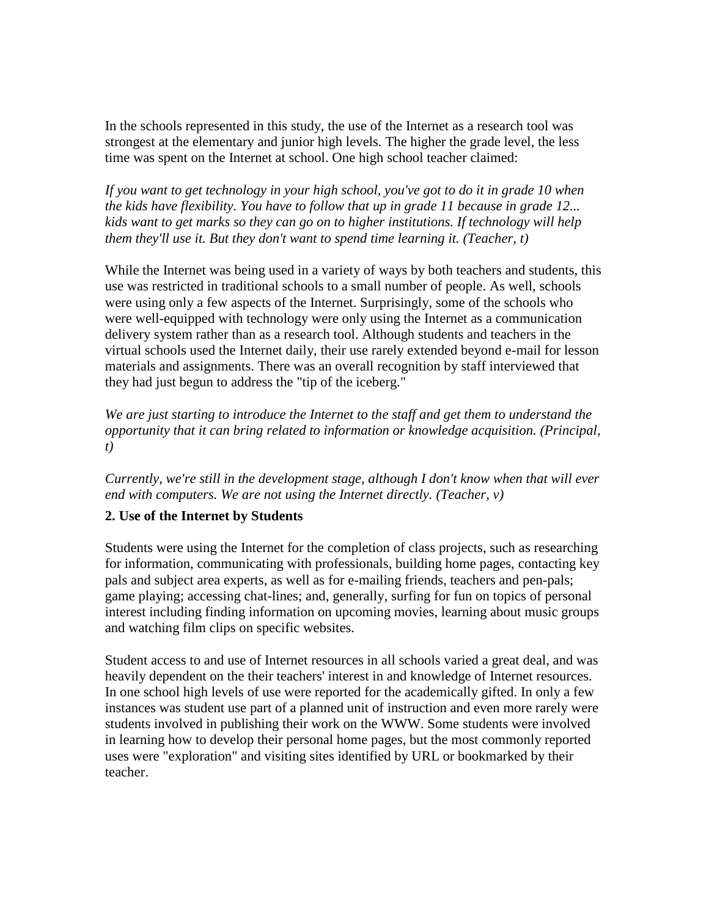In the schools represented in this study, the use of the Internet as a research tool was strongest at the elementary and junior high levels. The higher the grade level, the less time was spent on the Internet at school. One high school teacher claimed:

*If you want to get technology in your high school, you've got to do it in grade 10 when the kids have flexibility. You have to follow that up in grade 11 because in grade 12... kids want to get marks so they can go on to higher institutions. If technology will help them they'll use it. But they don't want to spend time learning it. (Teacher, t)*

While the Internet was being used in a variety of ways by both teachers and students, this use was restricted in traditional schools to a small number of people. As well, schools were using only a few aspects of the Internet. Surprisingly, some of the schools who were well-equipped with technology were only using the Internet as a communication delivery system rather than as a research tool. Although students and teachers in the virtual schools used the Internet daily, their use rarely extended beyond e-mail for lesson materials and assignments. There was an overall recognition by staff interviewed that they had just begun to address the "tip of the iceberg."

*We are just starting to introduce the Internet to the staff and get them to understand the opportunity that it can bring related to information or knowledge acquisition. (Principal, t)*

*Currently, we're still in the development stage, although I don't know when that will ever end with computers. We are not using the Internet directly. (Teacher, v)*

**2. Use of the Internet by Students**

Students were using the Internet for the completion of class projects, such as researching for information, communicating with professionals, building home pages, contacting key pals and subject area experts, as well as for e-mailing friends, teachers and pen-pals; game playing; accessing chat-lines; and, generally, surfing for fun on topics of personal interest including finding information on upcoming movies, learning about music groups and watching film clips on specific websites.

Student access to and use of Internet resources in all schools varied a great deal, and was heavily dependent on the their teachers' interest in and knowledge of Internet resources. In one school high levels of use were reported for the academically gifted. In only a few instances was student use part of a planned unit of instruction and even more rarely were students involved in publishing their work on the WWW. Some students were involved in learning how to develop their personal home pages, but the most commonly reported uses were "exploration" and visiting sites identified by URL or bookmarked by their teacher.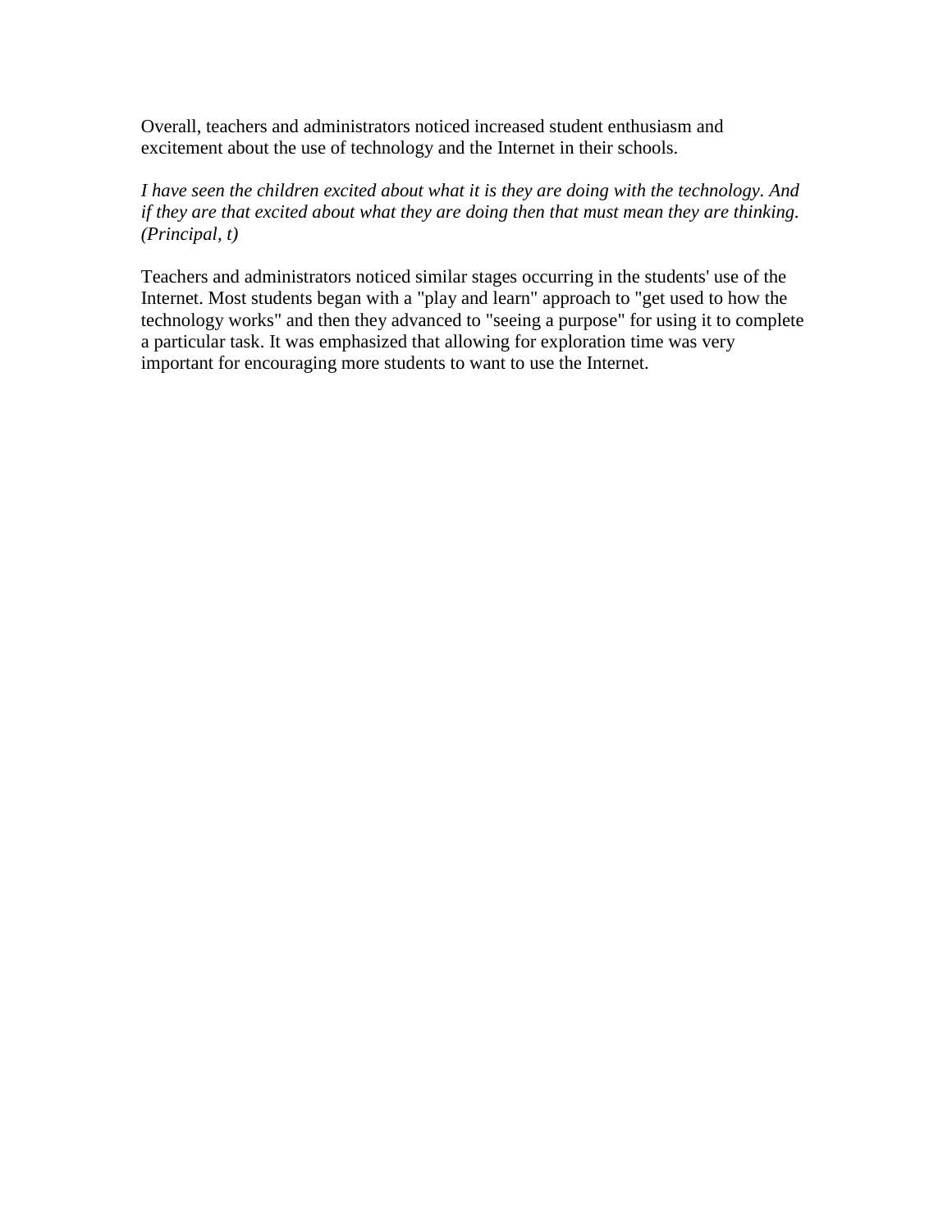Overall, teachers and administrators noticed increased student enthusiasm and excitement about the use of technology and the Internet in their schools.

*I have seen the children excited about what it is they are doing with the technology. And if they are that excited about what they are doing then that must mean they are thinking. (Principal, t)*

Teachers and administrators noticed similar stages occurring in the students' use of the Internet. Most students began with a "play and learn" approach to "get used to how the technology works" and then they advanced to "seeing a purpose" for using it to complete a particular task. It was emphasized that allowing for exploration time was very important for encouraging more students to want to use the Internet.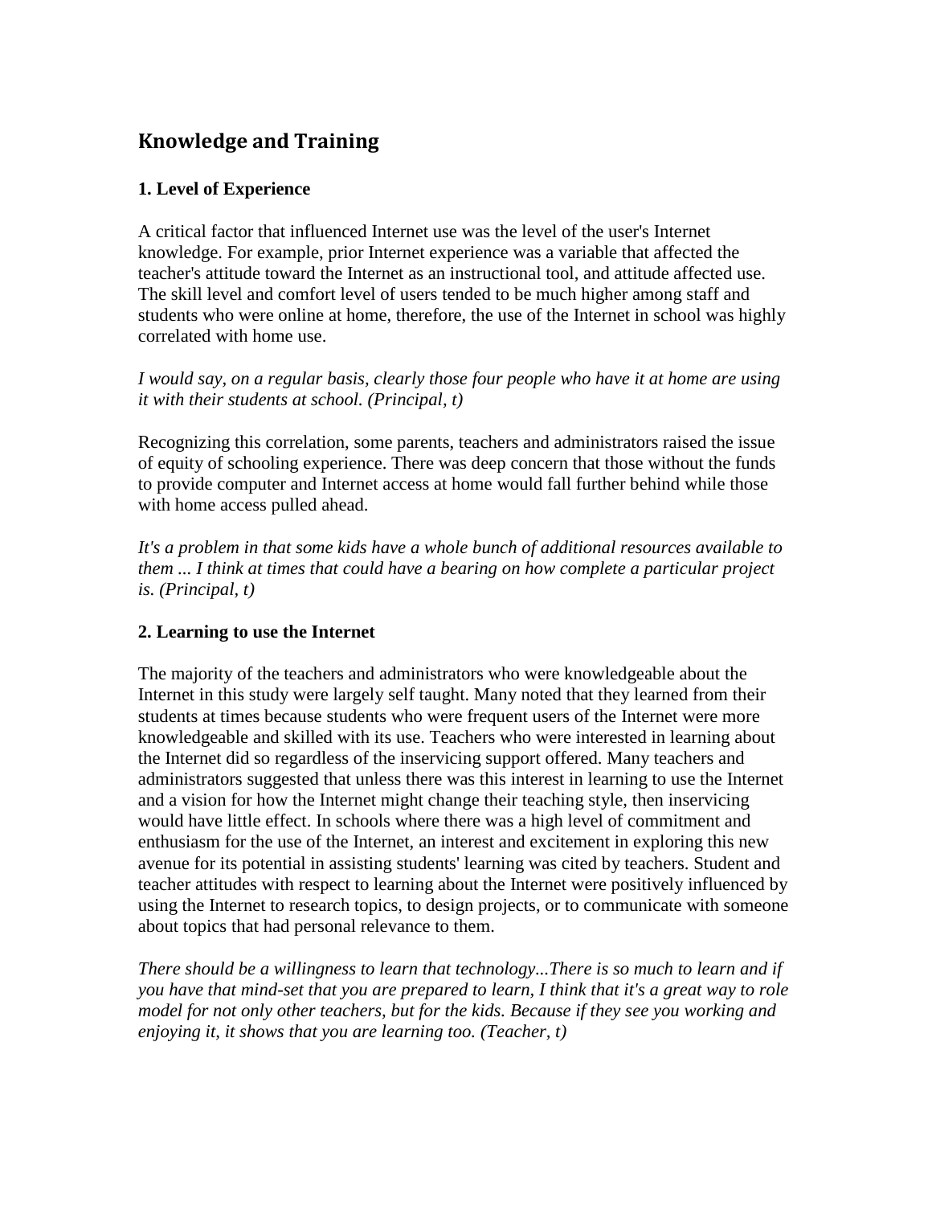## Knowledge and Training

### 1. Level of Experience

A critical factor that influenced Internet use was the level of the user's Internet knowledge. For example, prior Internet experience was a variable that affected the teacher's attitude toward the Internet as an instructional tool, and attitude affected use. The skill level and comfort level of users tended to be much higher among staff and students who were online at home, therefore, the use of the Internet in school was highly correlated with home use.

*I would say, on a regular basis, clearly those four people who have it at home are using it with their students at school. (Principal, t)*

Recognizing this correlation, some parents, teachers and administrators raised the issue of equity of schooling experience. There was deep concern that those without the funds to provide computer and Internet access at home would fall further behind while those with home access pulled ahead.

*It's a problem in that some kids have a whole bunch of additional resources available to them ... I think at times that could have a bearing on how complete a particular project is. (Principal, t)*

### 2. Learning to use the Internet

The majority of the teachers and administrators who were knowledgeable about the Internet in this study were largely self taught. Many noted that they learned from their students at times because students who were frequent users of the Internet were more knowledgeable and skilled with its use. Teachers who were interested in learning about the Internet did so regardless of the inservicing support offered. Many teachers and administrators suggested that unless there was this interest in learning to use the Internet and a vision for how the Internet might change their teaching style, then inservicing would have little effect. In schools where there was a high level of commitment and enthusiasm for the use of the Internet, an interest and excitement in exploring this new avenue for its potential in assisting students' learning was cited by teachers. Student and teacher attitudes with respect to learning about the Internet were positively influenced by using the Internet to research topics, to design projects, or to communicate with someone about topics that had personal relevance to them.

*There should be a willingness to learn that technology...There is so much to learn and if you have that mind-set that you are prepared to learn, I think that it's a great way to role model for not only other teachers, but for the kids. Because if they see you working and enjoying it, it shows that you are learning too. (Teacher, t)*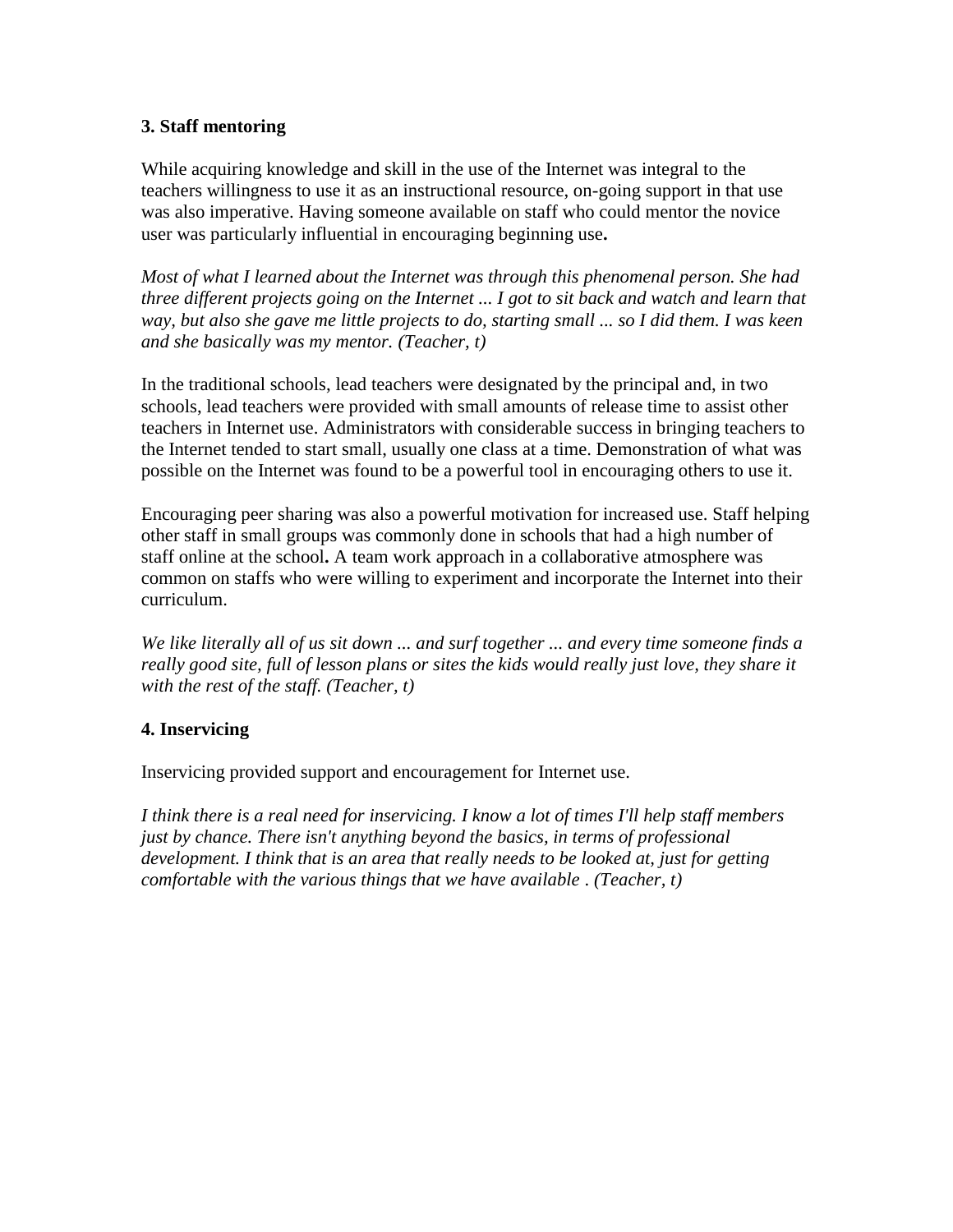### 3. Staff mentoring

While acquiring knowledge and skill in the use of the Internet was integral to the teachers willingness to use it as an instructional resource, on-going support in that use was also imperative. Having someone available on staff who could mentor the novice user was particularly influential in encouraging beginning use**.**

*Most of what I learned about the Internet was through this phenomenal person. She had three different projects going on the Internet ... I got to sit back and watch and learn that way, but also she gave me little projects to do, starting small ... so I did them. I was keen and she basically was my mentor. (Teacher, t)*

In the traditional schools, lead teachers were designated by the principal and, in two schools, lead teachers were provided with small amounts of release time to assist other teachers in Internet use. Administrators with considerable success in bringing teachers to the Internet tended to start small, usually one class at a time. Demonstration of what was possible on the Internet was found to be a powerful tool in encouraging others to use it.

Encouraging peer sharing was also a powerful motivation for increased use. Staff helping other staff in small groups was commonly done in schools that had a high number of staff online at the school**.** A team work approach in a collaborative atmosphere was common on staffs who were willing to experiment and incorporate the Internet into their curriculum.

*We like literally all of us sit down ... and surf together ... and every time someone finds a really good site, full of lesson plans or sites the kids would really just love, they share it with the rest of the staff. (Teacher, t)*

### 4. Inservicing

Inservicing provided support and encouragement for Internet use.

*I think there is a real need for inservicing. I know a lot of times I'll help staff members just by chance. There isn't anything beyond the basics, in terms of professional development. I think that is an area that really needs to be looked at, just for getting comfortable with the various things that we have available . (Teacher, t)*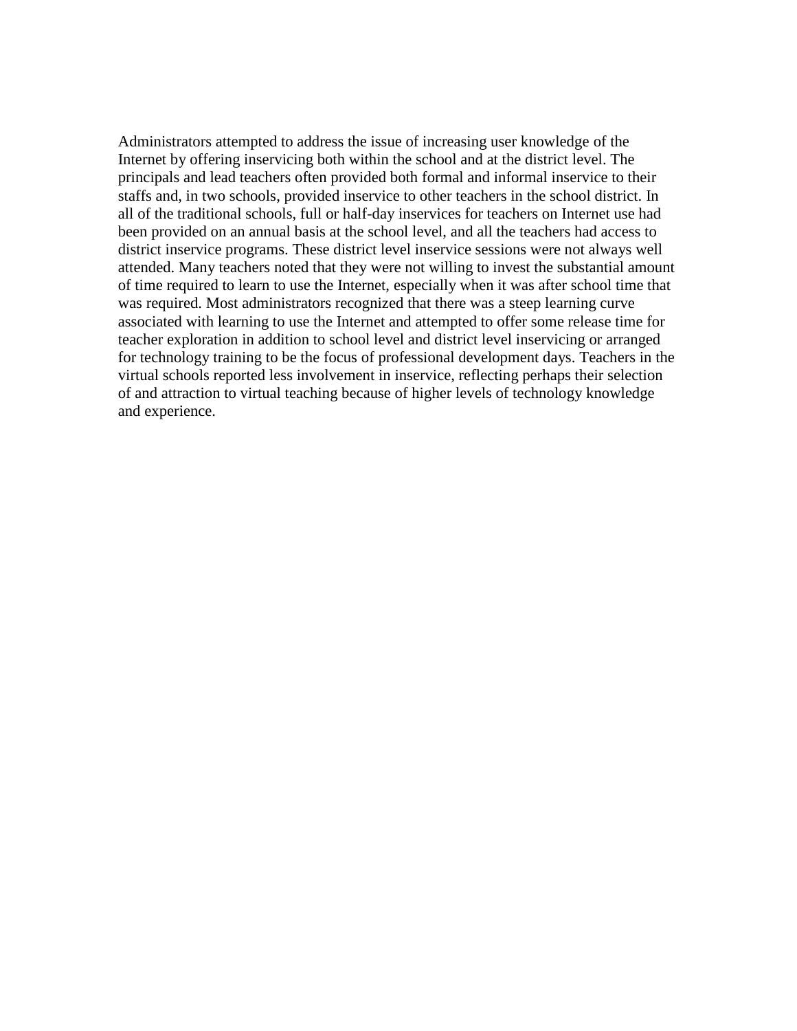Administrators attempted to address the issue of increasing user knowledge of the Internet by offering inservicing both within the school and at the district level. The principals and lead teachers often provided both formal and informal inservice to their staffs and, in two schools, provided inservice to other teachers in the school district. In all of the traditional schools, full or half-day inservices for teachers on Internet use had been provided on an annual basis at the school level, and all the teachers had access to district inservice programs. These district level inservice sessions were not always well attended. Many teachers noted that they were not willing to invest the substantial amount of time required to learn to use the Internet, especially when it was after school time that was required. Most administrators recognized that there was a steep learning curve associated with learning to use the Internet and attempted to offer some release time for teacher exploration in addition to school level and district level inservicing or arranged for technology training to be the focus of professional development days. Teachers in the virtual schools reported less involvement in inservice, reflecting perhaps their selection of and attraction to virtual teaching because of higher levels of technology knowledge and experience.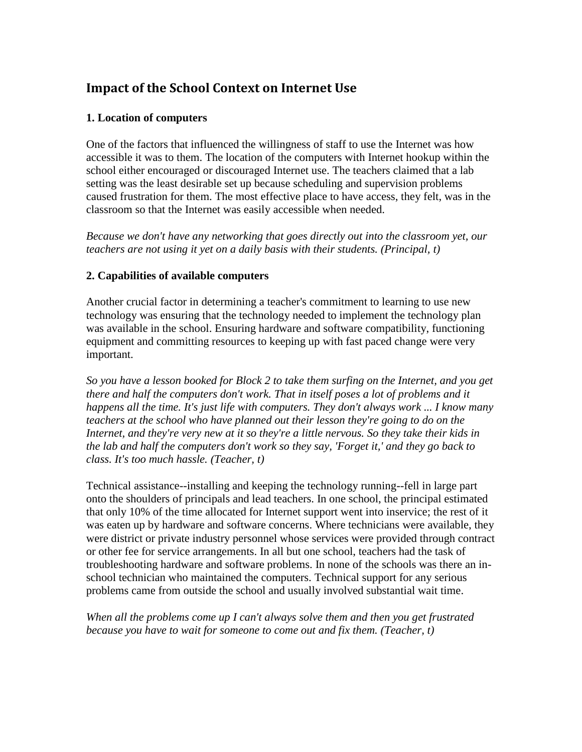## Impact of the School Context on Internet Use

### 1. Location of computers

One of the factors that influenced the willingness of staff to use the Internet was how accessible it was to them. The location of the computers with Internet hookup within the school either encouraged or discouraged Internet use. The teachers claimed that a lab setting was the least desirable set up because scheduling and supervision problems caused frustration for them. The most effective place to have access, they felt, was in the classroom so that the Internet was easily accessible when needed.

*Because we don't have any networking that goes directly out into the classroom yet, our teachers are not using it yet on a daily basis with their students. (Principal, t)*

### 2. Capabilities of available computers

Another crucial factor in determining a teacher's commitment to learning to use new technology was ensuring that the technology needed to implement the technology plan was available in the school. Ensuring hardware and software compatibility, functioning equipment and committing resources to keeping up with fast paced change were very important.

*So you have a lesson booked for Block 2 to take them surfing on the Internet, and you get there and half the computers don't work. That in itself poses a lot of problems and it happens all the time. It's just life with computers. They don't always work ... I know many teachers at the school who have planned out their lesson they're going to do on the Internet, and they're very new at it so they're a little nervous. So they take their kids in the lab and half the computers don't work so they say, 'Forget it,' and they go back to class. It's too much hassle. (Teacher, t)*

Technical assistance--installing and keeping the technology running--fell in large part onto the shoulders of principals and lead teachers. In one school, the principal estimated that only 10% of the time allocated for Internet support went into inservice; the rest of it was eaten up by hardware and software concerns. Where technicians were available, they were district or private industry personnel whose services were provided through contract or other fee for service arrangements. In all but one school, teachers had the task of troubleshooting hardware and software problems. In none of the schools was there an in-school technician who maintained the computers. Technical support for any serious problems came from outside the school and usually involved substantial wait time.

*When all the problems come up I can't always solve them and then you get frustrated because you have to wait for someone to come out and fix them. (Teacher, t)*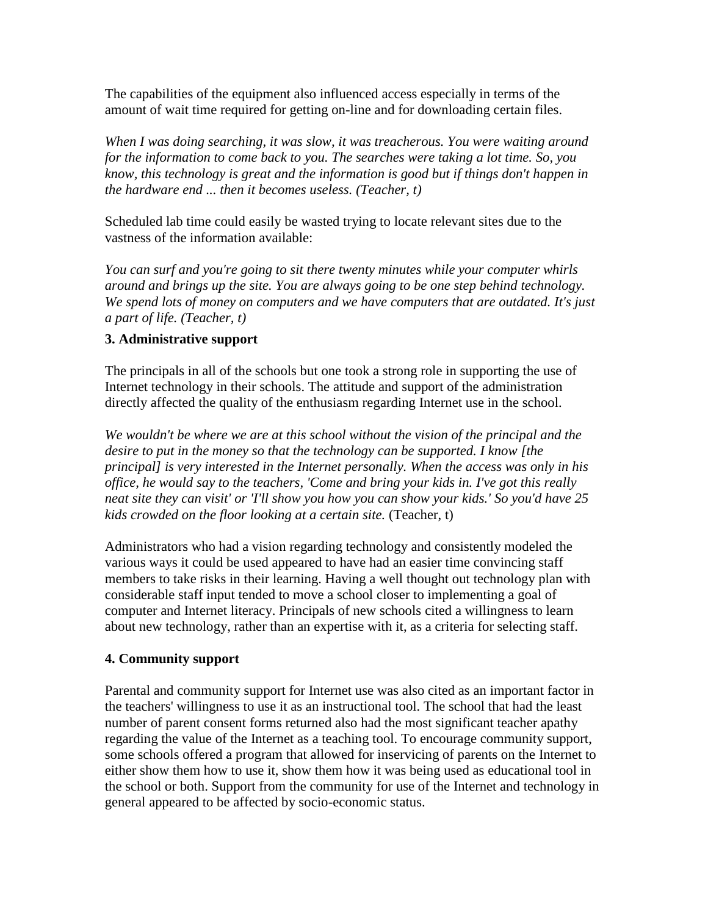The capabilities of the equipment also influenced access especially in terms of the amount of wait time required for getting on-line and for downloading certain files.

*When I was doing searching, it was slow, it was treacherous. You were waiting around for the information to come back to you. The searches were taking a lot time. So, you know, this technology is great and the information is good but if things don't happen in the hardware end ... then it becomes useless. (Teacher, t)*

Scheduled lab time could easily be wasted trying to locate relevant sites due to the vastness of the information available:

*You can surf and you're going to sit there twenty minutes while your computer whirls around and brings up the site. You are always going to be one step behind technology. We spend lots of money on computers and we have computers that are outdated. It's just a part of life. (Teacher, t)*

**3. Administrative support**

The principals in all of the schools but one took a strong role in supporting the use of Internet technology in their schools. The attitude and support of the administration directly affected the quality of the enthusiasm regarding Internet use in the school.

*We wouldn't be where we are at this school without the vision of the principal and the desire to put in the money so that the technology can be supported. I know [the principal] is very interested in the Internet personally. When the access was only in his office, he would say to the teachers, 'Come and bring your kids in. I've got this really neat site they can visit' or 'I'll show you how you can show your kids.' So you'd have 25 kids crowded on the floor looking at a certain site.* (Teacher, t)

Administrators who had a vision regarding technology and consistently modeled the various ways it could be used appeared to have had an easier time convincing staff members to take risks in their learning. Having a well thought out technology plan with considerable staff input tended to move a school closer to implementing a goal of computer and Internet literacy. Principals of new schools cited a willingness to learn about new technology, rather than an expertise with it, as a criteria for selecting staff.

**4. Community support**

Parental and community support for Internet use was also cited as an important factor in the teachers' willingness to use it as an instructional tool. The school that had the least number of parent consent forms returned also had the most significant teacher apathy regarding the value of the Internet as a teaching tool. To encourage community support, some schools offered a program that allowed for inservicing of parents on the Internet to either show them how to use it, show them how it was being used as educational tool in the school or both. Support from the community for use of the Internet and technology in general appeared to be affected by socio-economic status.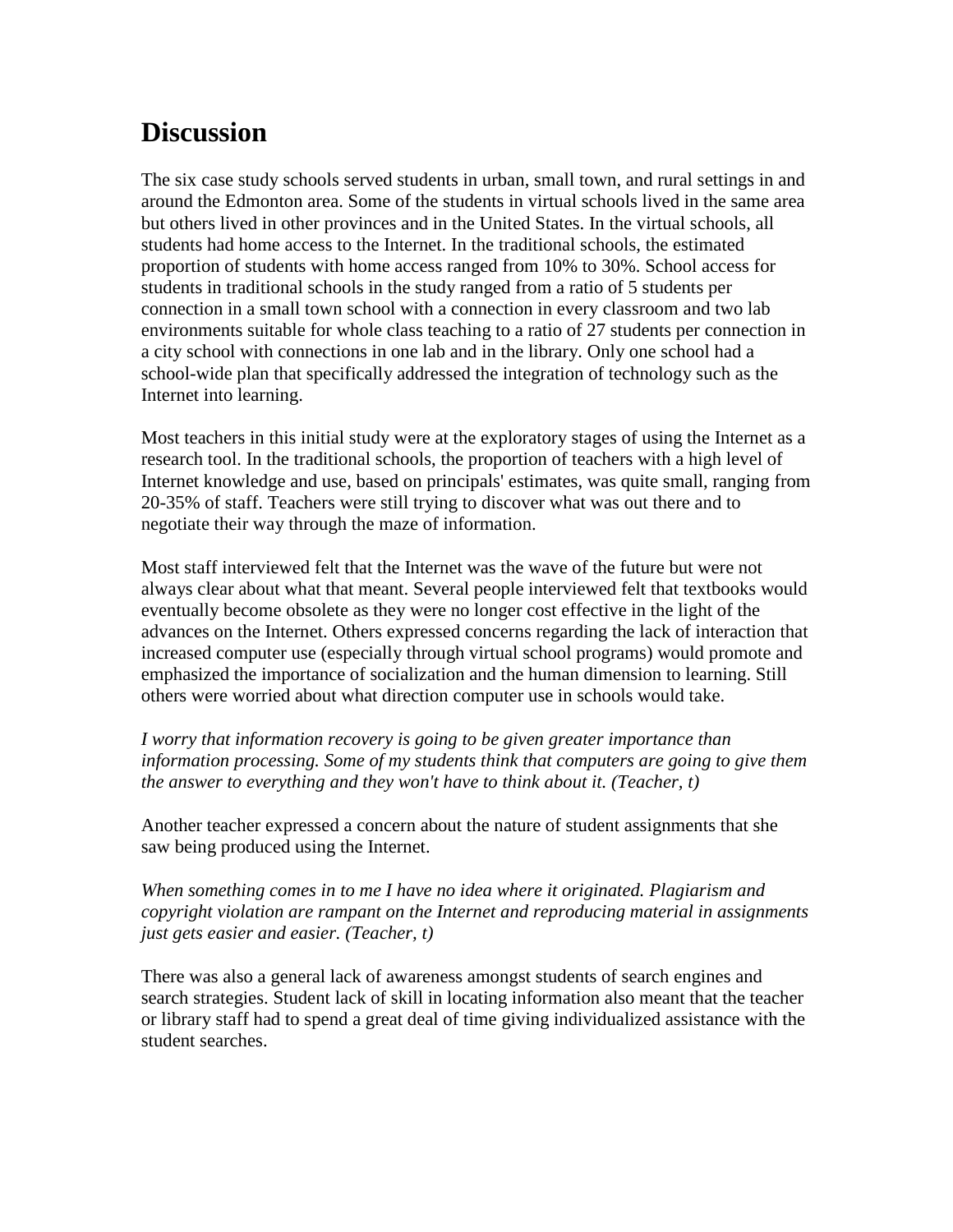## Discussion

The six case study schools served students in urban, small town, and rural settings in and around the Edmonton area. Some of the students in virtual schools lived in the same area but others lived in other provinces and in the United States. In the virtual schools, all students had home access to the Internet. In the traditional schools, the estimated proportion of students with home access ranged from 10% to 30%. School access for students in traditional schools in the study ranged from a ratio of 5 students per connection in a small town school with a connection in every classroom and two lab environments suitable for whole class teaching to a ratio of 27 students per connection in a city school with connections in one lab and in the library. Only one school had a school-wide plan that specifically addressed the integration of technology such as the Internet into learning.

Most teachers in this initial study were at the exploratory stages of using the Internet as a research tool. In the traditional schools, the proportion of teachers with a high level of Internet knowledge and use, based on principals' estimates, was quite small, ranging from 20-35% of staff. Teachers were still trying to discover what was out there and to negotiate their way through the maze of information.

Most staff interviewed felt that the Internet was the wave of the future but were not always clear about what that meant. Several people interviewed felt that textbooks would eventually become obsolete as they were no longer cost effective in the light of the advances on the Internet. Others expressed concerns regarding the lack of interaction that increased computer use (especially through virtual school programs) would promote and emphasized the importance of socialization and the human dimension to learning. Still others were worried about what direction computer use in schools would take.

*I worry that information recovery is going to be given greater importance than information processing. Some of my students think that computers are going to give them the answer to everything and they won't have to think about it. (Teacher, t)*

Another teacher expressed a concern about the nature of student assignments that she saw being produced using the Internet.

*When something comes in to me I have no idea where it originated. Plagiarism and copyright violation are rampant on the Internet and reproducing material in assignments just gets easier and easier. (Teacher, t)*

There was also a general lack of awareness amongst students of search engines and search strategies. Student lack of skill in locating information also meant that the teacher or library staff had to spend a great deal of time giving individualized assistance with the student searches.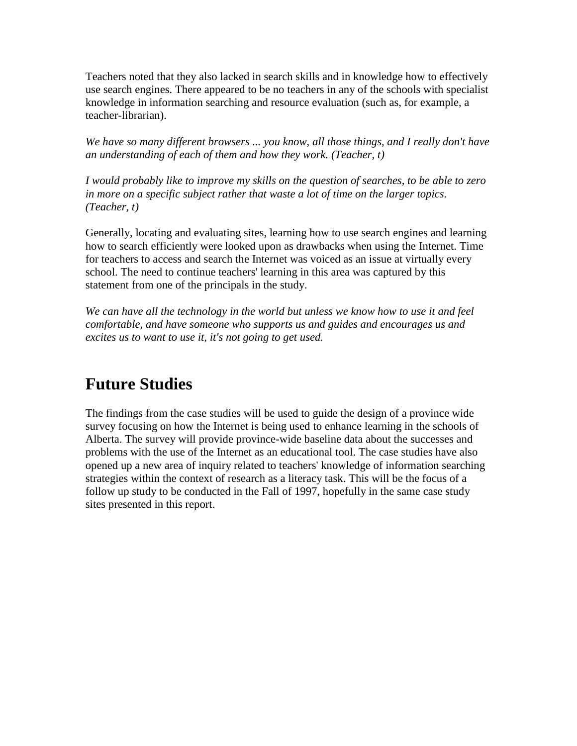Teachers noted that they also lacked in search skills and in knowledge how to effectively use search engines. There appeared to be no teachers in any of the schools with specialist knowledge in information searching and resource evaluation (such as, for example, a teacher-librarian).

*We have so many different browsers ... you know, all those things, and I really don't have an understanding of each of them and how they work. (Teacher, t)*

*I would probably like to improve my skills on the question of searches, to be able to zero in more on a specific subject rather that waste a lot of time on the larger topics. (Teacher, t)*

Generally, locating and evaluating sites, learning how to use search engines and learning how to search efficiently were looked upon as drawbacks when using the Internet. Time for teachers to access and search the Internet was voiced as an issue at virtually every school. The need to continue teachers' learning in this area was captured by this statement from one of the principals in the study.

*We can have all the technology in the world but unless we know how to use it and feel comfortable, and have someone who supports us and guides and encourages us and excites us to want to use it, it's not going to get used.*

# Future Studies

The findings from the case studies will be used to guide the design of a province wide survey focusing on how the Internet is being used to enhance learning in the schools of Alberta. The survey will provide province-wide baseline data about the successes and problems with the use of the Internet as an educational tool. The case studies have also opened up a new area of inquiry related to teachers' knowledge of information searching strategies within the context of research as a literacy task. This will be the focus of a follow up study to be conducted in the Fall of 1997, hopefully in the same case study sites presented in this report.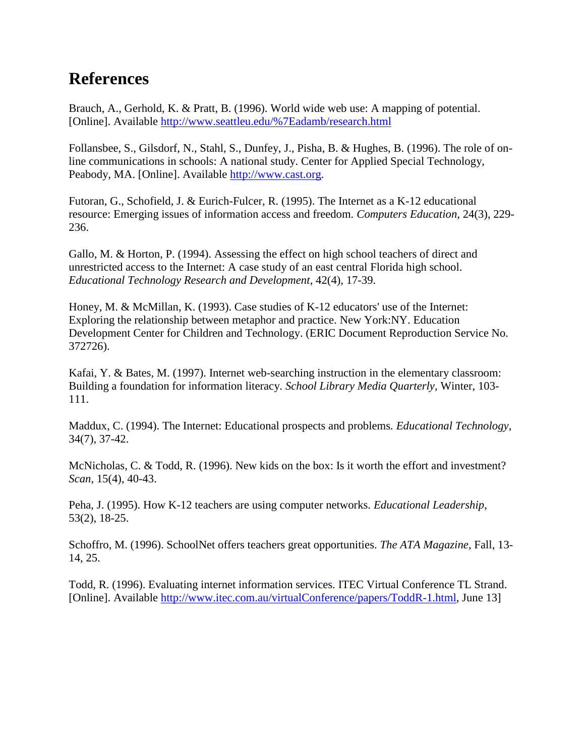# References

Brauch, A., Gerhold, K. & Pratt, B. (1996). World wide web use: A mapping of potential. [Online]. Available http://www.seattleu.edu/%7Eadamb/research.html

Follansbee, S., Gilsdorf, N., Stahl, S., Dunfey, J., Pisha, B. & Hughes, B. (1996). The role of on-line communications in schools: A national study. Center for Applied Special Technology, Peabody, MA. [Online]. Available http://www.cast.org.

Futoran, G., Schofield, J. & Eurich-Fulcer, R. (1995). The Internet as a K-12 educational resource: Emerging issues of information access and freedom. *Computers Education*, 24(3), 229-236.

Gallo, M. & Horton, P. (1994). Assessing the effect on high school teachers of direct and unrestricted access to the Internet: A case study of an east central Florida high school. *Educational Technology Research and Development*, 42(4), 17-39.

Honey, M. & McMillan, K. (1993). Case studies of K-12 educators' use of the Internet: Exploring the relationship between metaphor and practice. New York:NY. Education Development Center for Children and Technology. (ERIC Document Reproduction Service No. 372726).

Kafai, Y. & Bates, M. (1997). Internet web-searching instruction in the elementary classroom: Building a foundation for information literacy. *School Library Media Quarterly*, Winter, 103-111.

Maddux, C. (1994). The Internet: Educational prospects and problems. *Educational Technology*, 34(7), 37-42.

McNicholas, C. & Todd, R. (1996). New kids on the box: Is it worth the effort and investment? *Scan*, 15(4), 40-43.

Peha, J. (1995). How K-12 teachers are using computer networks. *Educational Leadership*, 53(2), 18-25.

Schoffro, M. (1996). SchoolNet offers teachers great opportunities. *The ATA Magazine*, Fall, 13-14, 25.

Todd, R. (1996). Evaluating internet information services. ITEC Virtual Conference TL Strand. [Online]. Available http://www.itec.com.au/virtualConference/papers/ToddR-1.html, June 13]